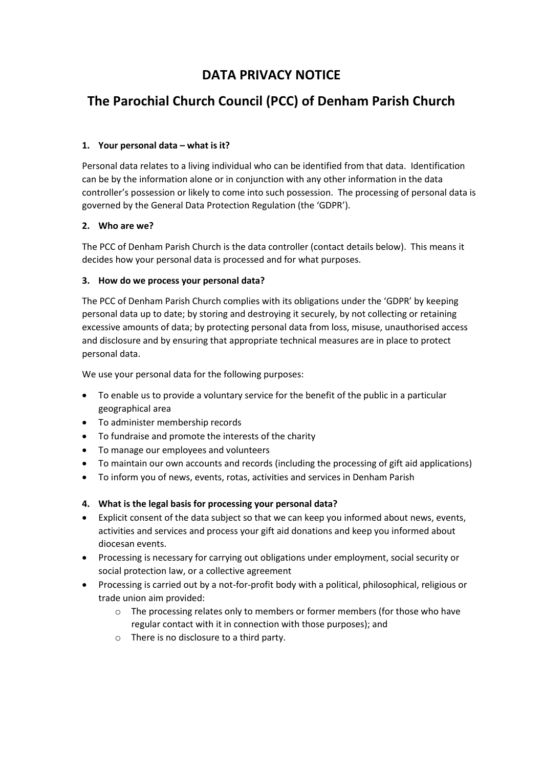# DATA PRIVACY NOTICE

## The Parochial Church Council (PCC) of Denham Parish Church

### 1. Your personal data – what is it?

Personal data relates to a living individual who can be identified from that data. Identification can be by the information alone or in conjunction with any other information in the data controller's possession or likely to come into such possession. The processing of personal data is governed by the General Data Protection Regulation (the 'GDPR').

### 2. Who are we?

The PCC of Denham Parish Church is the data controller (contact details below). This means it decides how your personal data is processed and for what purposes.

### 3. How do we process your personal data?

The PCC of Denham Parish Church complies with its obligations under the 'GDPR' by keeping personal data up to date; by storing and destroying it securely, by not collecting or retaining excessive amounts of data; by protecting personal data from loss, misuse, unauthorised access and disclosure and by ensuring that appropriate technical measures are in place to protect personal data.

We use your personal data for the following purposes:

- To enable us to provide a voluntary service for the benefit of the public in a particular geographical area
- To administer membership records
- To fundraise and promote the interests of the charity
- To manage our employees and volunteers
- To maintain our own accounts and records (including the processing of gift aid applications)
- To inform you of news, events, rotas, activities and services in Denham Parish

### 4. What is the legal basis for processing your personal data?

- Explicit consent of the data subject so that we can keep you informed about news, events, activities and services and process your gift aid donations and keep you informed about diocesan events.
- Processing is necessary for carrying out obligations under employment, social security or social protection law, or a collective agreement
- Processing is carried out by a not-for-profit body with a political, philosophical, religious or trade union aim provided:
  - The processing relates only to members or former members (for those who have regular contact with it in connection with those purposes); and
  - There is no disclosure to a third party.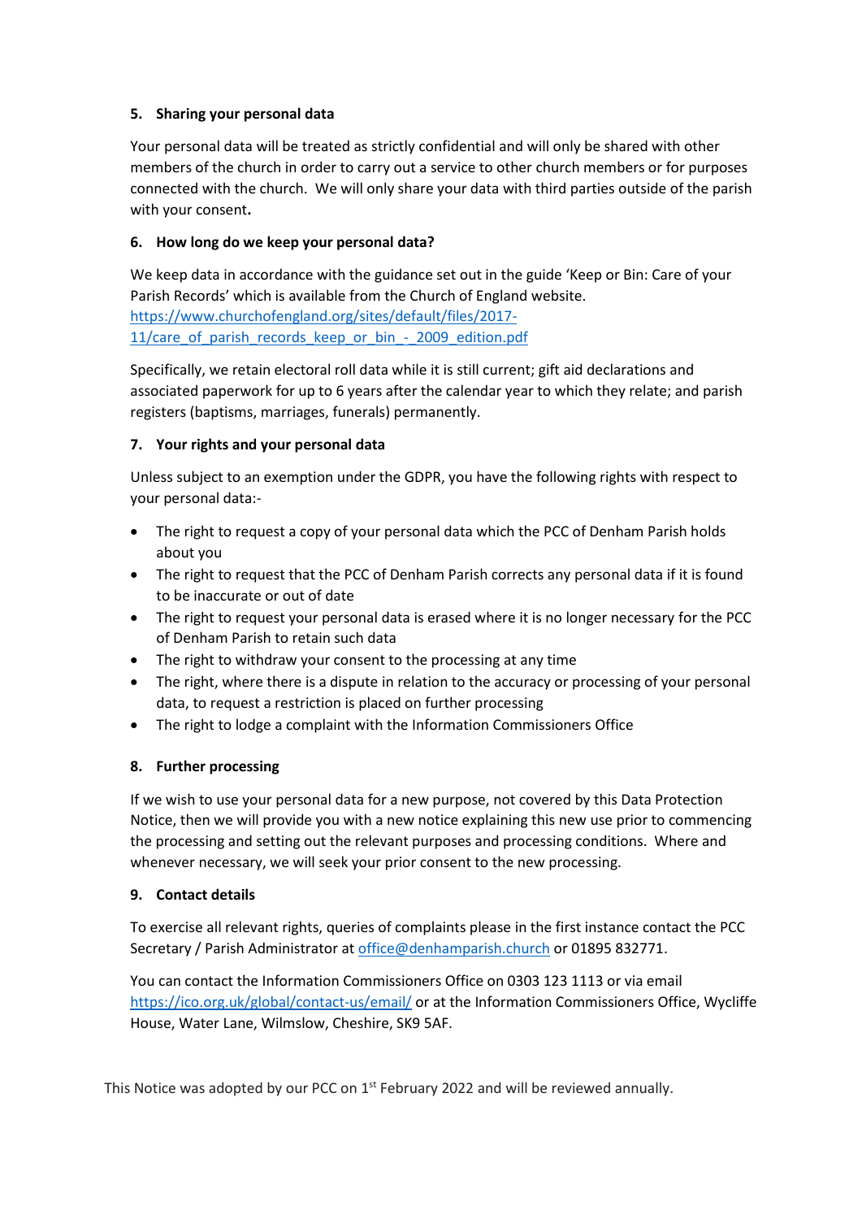### 5. Sharing your personal data

Your personal data will be treated as strictly confidential and will only be shared with other members of the church in order to carry out a service to other church members or for purposes connected with the church. We will only share your data with third parties outside of the parish with your consent**.**

### 6. How long do we keep your personal data?

We keep data in accordance with the guidance set out in the guide 'Keep or Bin: Care of your Parish Records' which is available from the Church of England website. [https://www.churchofengland.org/sites/default/files/2017-11/care_of_parish_records_keep_or_bin_-_2009_edition.pdf](https://www.churchofengland.org/sites/default/files/2017-11/care_of_parish_records_keep_or_bin_-_2009_edition.pdf)

Specifically, we retain electoral roll data while it is still current; gift aid declarations and associated paperwork for up to 6 years after the calendar year to which they relate; and parish registers (baptisms, marriages, funerals) permanently.

### 7. Your rights and your personal data

Unless subject to an exemption under the GDPR, you have the following rights with respect to your personal data:-

- The right to request a copy of your personal data which the PCC of Denham Parish holds about you
- The right to request that the PCC of Denham Parish corrects any personal data if it is found to be inaccurate or out of date
- The right to request your personal data is erased where it is no longer necessary for the PCC of Denham Parish to retain such data
- The right to withdraw your consent to the processing at any time
- The right, where there is a dispute in relation to the accuracy or processing of your personal data, to request a restriction is placed on further processing
- The right to lodge a complaint with the Information Commissioners Office

### 8. Further processing

If we wish to use your personal data for a new purpose, not covered by this Data Protection Notice, then we will provide you with a new notice explaining this new use prior to commencing the processing and setting out the relevant purposes and processing conditions. Where and whenever necessary, we will seek your prior consent to the new processing.

### 9. Contact details

To exercise all relevant rights, queries of complaints please in the first instance contact the PCC Secretary / Parish Administrator at [office@denhamparish.church](mailto:office@denhamparish.church) or 01895 832771.

You can contact the Information Commissioners Office on 0303 123 1113 or via email [https://ico.org.uk/global/contact-us/email/](https://ico.org.uk/global/contact-us/email/) or at the Information Commissioners Office, Wycliffe House, Water Lane, Wilmslow, Cheshire, SK9 5AF.

This Notice was adopted by our PCC on 1st February 2022 and will be reviewed annually.